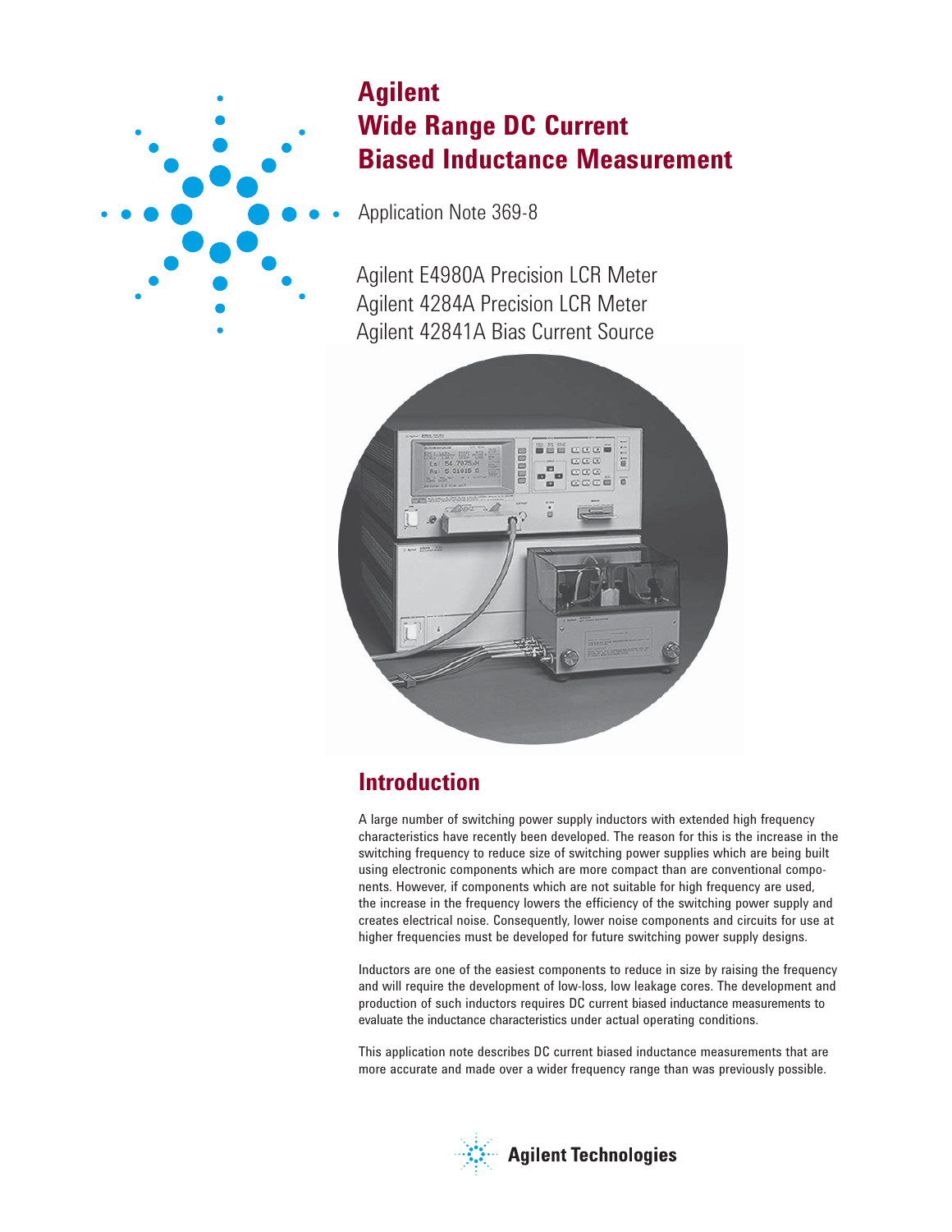# Agilent
# Wide Range DC Current Biased Inductance Measurement

Application Note 369-8

Agilent E4980A Precision LCR Meter
Agilent 4284A Precision LCR Meter
Agilent 42841A Bias Current Source

## Introduction

A large number of switching power supply inductors with extended high frequency characteristics have recently been developed. The reason for this is the increase in the switching frequency to reduce size of switching power supplies which are being built using electronic components which are more compact than are conventional components. However, if components which are not suitable for high frequency are used, the increase in the frequency lowers the efficiency of the switching power supply and creates electrical noise. Consequently, lower noise components and circuits for use at higher frequencies must be developed for future switching power supply designs.

Inductors are one of the easiest components to reduce in size by raising the frequency and will require the development of low-loss, low leakage cores. The development and production of such inductors requires DC current biased inductance measurements to evaluate the inductance characteristics under actual operating conditions.

This application note describes DC current biased inductance measurements that are more accurate and made over a wider frequency range than was previously possible.

Agilent Technologies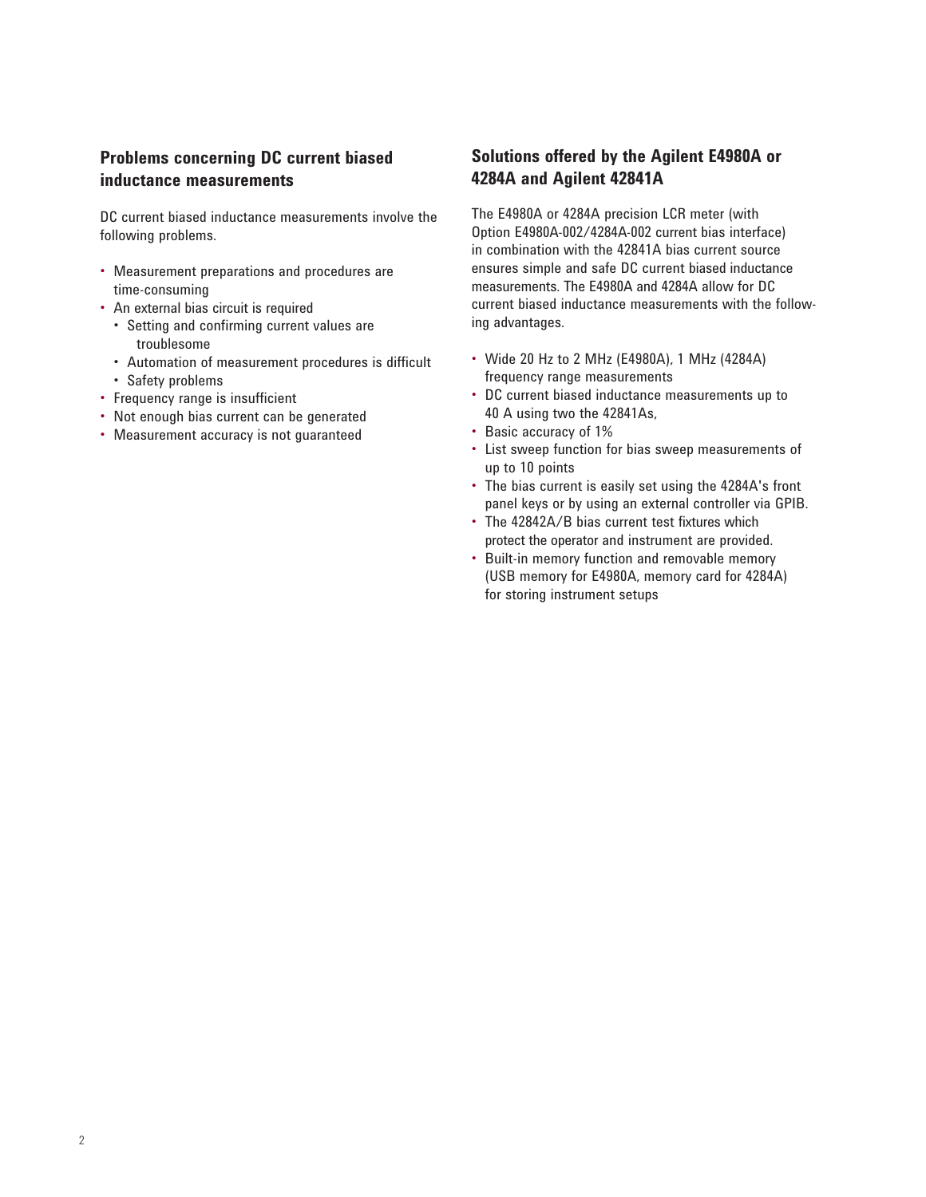## Problems concerning DC current biased inductance measurements

DC current biased inductance measurements involve the following problems.

- Measurement preparations and procedures are time-consuming
- An external bias circuit is required
  - Setting and confirming current values are troublesome
  - Automation of measurement procedures is difficult
  - Safety problems
- Frequency range is insufficient
- Not enough bias current can be generated
- Measurement accuracy is not guaranteed

## Solutions offered by the Agilent E4980A or 4284A and Agilent 42841A

The E4980A or 4284A precision LCR meter (with Option E4980A-002/4284A-002 current bias interface) in combination with the 42841A bias current source ensures simple and safe DC current biased inductance measurements. The E4980A and 4284A allow for DC current biased inductance measurements with the following advantages.

- Wide 20 Hz to 2 MHz (E4980A), 1 MHz (4284A) frequency range measurements
- DC current biased inductance measurements up to 40 A using two the 42841As,
- Basic accuracy of 1%
- List sweep function for bias sweep measurements of up to 10 points
- The bias current is easily set using the 4284A's front panel keys or by using an external controller via GPIB.
- The 42842A/B bias current test fixtures which protect the operator and instrument are provided.
- Built-in memory function and removable memory (USB memory for E4980A, memory card for 4284A) for storing instrument setups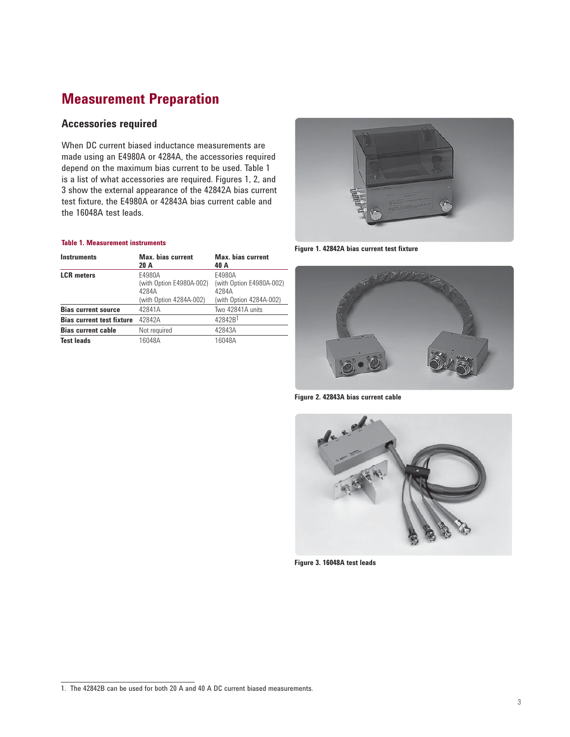# Measurement Preparation

## Accessories required

When DC current biased inductance measurements are made using an E4980A or 4284A, the accessories required depend on the maximum bias current to be used. Table 1 is a list of what accessories are required. Figures 1, 2, and 3 show the external appearance of the 42842A bias current test fixture, the E4980A or 42843A bias current cable and the 16048A test leads.

**Table 1. Measurement instruments**

| Instruments | Max. bias current 20 A | Max. bias current 40 A |
|---|---|---|
| **LCR meters** | E4980A (with Option E4980A-002) 4284A (with Option 4284A-002) | E4980A (with Option E4980A-002) 4284A (with Option 4284A-002) |
| **Bias current source** | 42841A | Two 42841A units |
| **Bias current test fixture** | 42842A | 42842B[1] |
| **Bias current cable** | Not required | 42843A |
| **Test leads** | 16048A | 16048A |

Figure 1. 42842A bias current test fixture

Figure 2. 42843A bias current cable

Figure 3. 16048A test leads

1. The 42842B can be used for both 20 A and 40 A DC current biased measurements.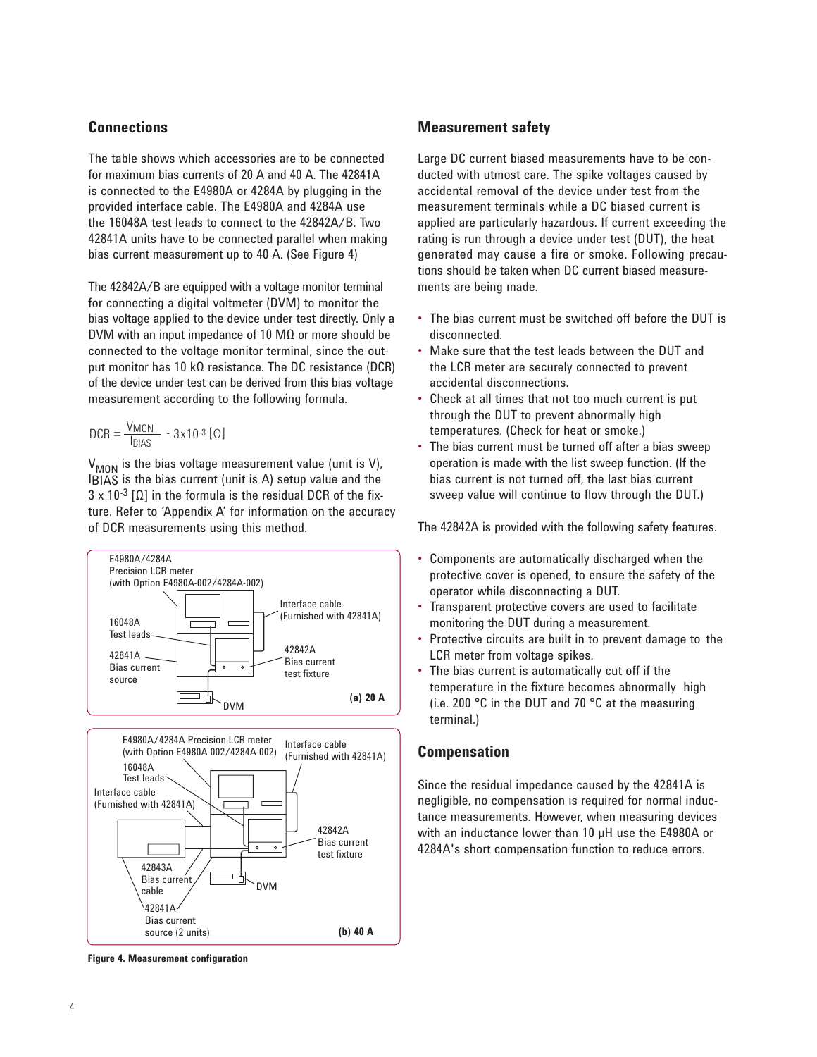## Connections

The table shows which accessories are to be connected for maximum bias currents of 20 A and 40 A. The 42841A is connected to the E4980A or 4284A by plugging in the provided interface cable. The E4980A and 4284A use the 16048A test leads to connect to the 42842A/B. Two 42841A units have to be connected parallel when making bias current measurement up to 40 A. (See Figure 4)

The 42842A/B are equipped with a voltage monitor terminal for connecting a digital voltmeter (DVM) to monitor the bias voltage applied to the device under test directly. Only a DVM with an input impedance of 10 MΩ or more should be connected to the voltage monitor terminal, since the output monitor has 10 kΩ resistance. The DC resistance (DCR) of the device under test can be derived from this bias voltage measurement according to the following formula.

$$DCR = \frac{V_{MON}}{I_{BIAS}} - 3\text{x}10^{-3}\ [\Omega]$$

$V_{MON}$ is the bias voltage measurement value (unit is V), $I_{BIAS}$ is the bias current (unit is A) setup value and the $3 \times 10^{-3}$ [Ω] in the formula is the residual DCR of the fixture. Refer to 'Appendix A' for information on the accuracy of DCR measurements using this method.

E4980A/4284A Precision LCR meter (with Option E4980A-002/4284A-002)

Interface cable (Furnished with 42841A)

16048A Test leads

42841A Bias current source

42842A Bias current test fixture

DVM

**(a) 20 A**

E4980A/4284A Precision LCR meter (with Option E4980A-002/4284A-002)

Interface cable (Furnished with 42841A)

16048A Test leads

Interface cable (Furnished with 42841A)

42842A Bias current test fixture

42843A Bias current cable

DVM

42841A Bias current source (2 units)

**(b) 40 A**

**Figure 4. Measurement configuration**

## Measurement safety

Large DC current biased measurements have to be conducted with utmost care. The spike voltages caused by accidental removal of the device under test from the measurement terminals while a DC biased current is applied are particularly hazardous. If current exceeding the rating is run through a device under test (DUT), the heat generated may cause a fire or smoke. Following precautions should be taken when DC current biased measurements are being made.

- The bias current must be switched off before the DUT is disconnected.
- Make sure that the test leads between the DUT and the LCR meter are securely connected to prevent accidental disconnections.
- Check at all times that not too much current is put through the DUT to prevent abnormally high temperatures. (Check for heat or smoke.)
- The bias current must be turned off after a bias sweep operation is made with the list sweep function. (If the bias current is not turned off, the last bias current sweep value will continue to flow through the DUT.)

The 42842A is provided with the following safety features.

- Components are automatically discharged when the protective cover is opened, to ensure the safety of the operator while disconnecting a DUT.
- Transparent protective covers are used to facilitate monitoring the DUT during a measurement.
- Protective circuits are built in to prevent damage to the LCR meter from voltage spikes.
- The bias current is automatically cut off if the temperature in the fixture becomes abnormally high (i.e. 200 °C in the DUT and 70 °C at the measuring terminal.)

## Compensation

Since the residual impedance caused by the 42841A is negligible, no compensation is required for normal inductance measurements. However, when measuring devices with an inductance lower than 10 μH use the E4980A or 4284A's short compensation function to reduce errors.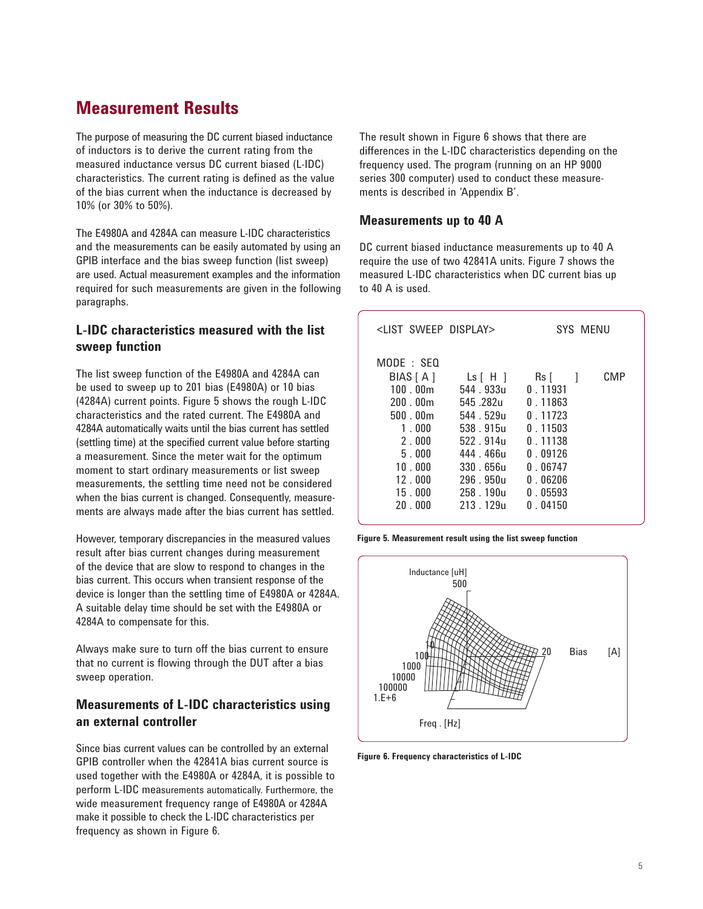## Measurement Results

The purpose of measuring the DC current biased inductance of inductors is to derive the current rating from the measured inductance versus DC current biased (L-IDC) characteristics. The current rating is defined as the value of the bias current when the inductance is decreased by 10% (or 30% to 50%).

The E4980A and 4284A can measure L-IDC characteristics and the measurements can be easily automated by using an GPIB interface and the bias sweep function (list sweep) are used. Actual measurement examples and the information required for such measurements are given in the following paragraphs.

### L-IDC characteristics measured with the list sweep function

The list sweep function of the E4980A and 4284A can be used to sweep up to 201 bias (E4980A) or 10 bias (4284A) current points. Figure 5 shows the rough L-IDC characteristics and the rated current. The E4980A and 4284A automatically waits until the bias current has settled (settling time) at the specified current value before starting a measurement. Since the meter wait for the optimum moment to start ordinary measurements or list sweep measurements, the settling time need not be considered when the bias current is changed. Consequently, measurements are always made after the bias current has settled.

However, temporary discrepancies in the measured values result after bias current changes during measurement of the device that are slow to respond to changes in the bias current. This occurs when transient response of the device is longer than the settling time of E4980A or 4284A. A suitable delay time should be set with the E4980A or 4284A to compensate for this.

Always make sure to turn off the bias current to ensure that no current is flowing through the DUT after a bias sweep operation.

### Measurements of L-IDC characteristics using an external controller

Since bias current values can be controlled by an external GPIB controller when the 42841A bias current source is used together with the E4980A or 4284A, it is possible to perform L-IDC measurements automatically. Furthermore, the wide measurement frequency range of E4980A or 4284A make it possible to check the L-IDC characteristics per frequency as shown in Figure 6.

The result shown in Figure 6 shows that there are differences in the L-IDC characteristics depending on the frequency used. The program (running on an HP 9000 series 300 computer) used to conduct these measurements is described in 'Appendix B'.

### Measurements up to 40 A

DC current biased inductance measurements up to 40 A require the use of two 42841A units. Figure 7 shows the measured L-IDC characteristics when DC current bias up to 40 A is used.

<LIST SWEEP DISPLAY> SYS MENU

MODE : SEQ

| BIAS [ A ] | Ls [ H ] | Rs [ ] | CMP |
|---|---|---|---|
| 100 . 00m | 544 . 933u | 0 . 11931 | |
| 200 . 00m | 545 .282u | 0 . 11863 | |
| 500 . 00m | 544 . 529u | 0 . 11723 | |
| 1 . 000 | 538 . 915u | 0 . 11503 | |
| 2 . 000 | 522 . 914u | 0 . 11138 | |
| 5 . 000 | 444 . 466u | 0 . 09126 | |
| 10 . 000 | 330 . 656u | 0 . 06747 | |
| 12 . 000 | 296 . 950u | 0 . 06206 | |
| 15 . 000 | 258 . 190u | 0 . 05593 | |
| 20 . 000 | 213 . 129u | 0 . 04150 | |

**Figure 5. Measurement result using the list sweep function**

**Figure 6. Frequency characteristics of L-IDC**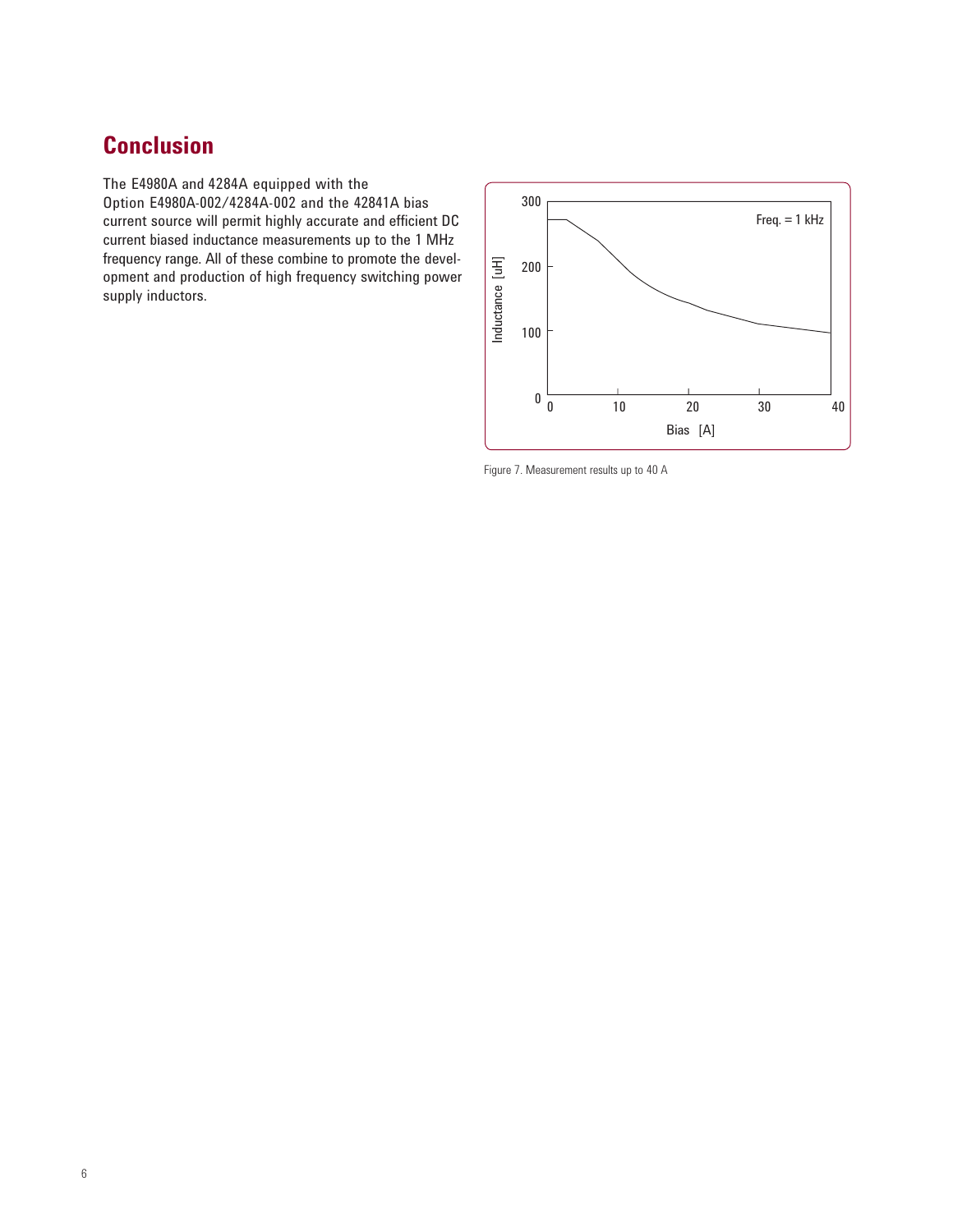## Conclusion

The E4980A and 4284A equipped with the Option E4980A-002/4284A-002 and the 42841A bias current source will permit highly accurate and efficient DC current biased inductance measurements up to the 1 MHz frequency range. All of these combine to promote the development and production of high frequency switching power supply inductors.

Figure 7. Measurement results up to 40 A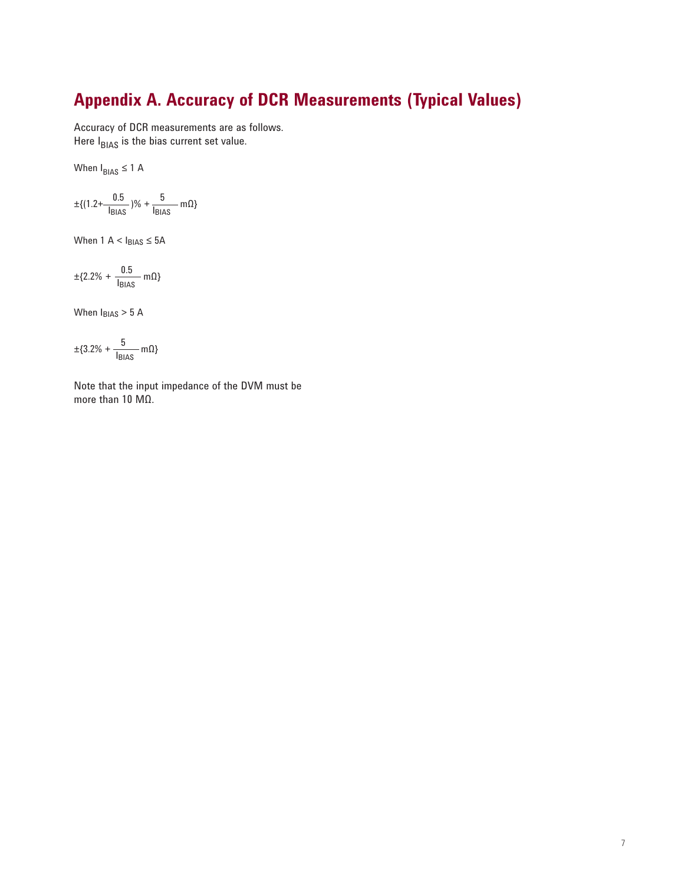## Appendix A. Accuracy of DCR Measurements (Typical Values)

Accuracy of DCR measurements are as follows.
Here $I_{BIAS}$ is the bias current set value.

When $I_{BIAS} \leq 1$ A

$$\pm\{(1.2+\frac{0.5}{I_{BIAS}})\% + \frac{5}{I_{BIAS}}\ \text{m}\Omega\}$$

When 1 A < $I_{BIAS} \leq$ 5A

$$\pm\{2.2\% + \frac{0.5}{I_{BIAS}}\ \text{m}\Omega\}$$

When $I_{BIAS}$ > 5 A

$$\pm\{3.2\% + \frac{5}{I_{BIAS}}\ \text{m}\Omega\}$$

Note that the input impedance of the DVM must be more than 10 MΩ.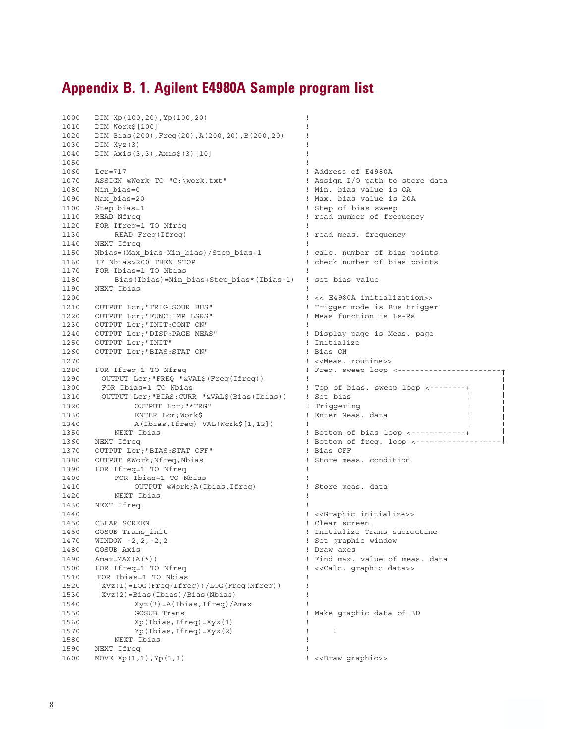## Appendix B. 1. Agilent E4980A Sample program list

```
1000    DIM Xp(100,20),Yp(100,20)                    !
1010    DIM Work$[100]                               !
1020    DIM Bias(200),Freq(20),A(200,20),B(200,20)   !
1030    DIM Xyz(3)                                   !
1040    DIM Axis(3,3),Axis$(3)[10]                   !
1050                                                 !
1060    Lcr=717                                      ! Address of E4980A
1070    ASSIGN @Work TO "C:\work.txt"                ! Assign I/O path to store data
1080    Min_bias=0                                   ! Min. bias value is 0A
1090    Max_bias=20                                  ! Max. bias value is 20A
1100    Step_bias=1                                  ! Step of bias sweep
1110    READ Nfreq                                   ! read number of frequency
1120    FOR Ifreq=1 TO Nfreq                         !
1130        READ Freq(Ifreq)                         ! read meas. frequency
1140    NEXT Ifreq                                   !
1150    Nbias=(Max_bias-Min_bias)/Step_bias+1        ! calc. number of bias points
1160    IF Nbias>200 THEN STOP                       ! check number of bias points
1170    FOR Ibias=1 TO Nbias                         !
1180        Bias(Ibias)=Min_bias+Step_bias*(Ibias-1) ! set bias value
1190    NEXT Ibias                                   !
1200                                                 ! << E4980A initialization>>
1210    OUTPUT Lcr;"TRIG:SOUR BUS"                   ! Trigger mode is Bus trigger
1220    OUTPUT Lcr;"FUNC:IMP LSRS"                   ! Meas function is Ls-Rs
1230    OUTPUT Lcr;"INIT:CONT ON"                    !
1240    OUTPUT Lcr;"DISP:PAGE MEAS"                  ! Display page is Meas. page
1250    OUTPUT Lcr;"INIT"                            ! Initialize
1260    OUTPUT Lcr;"BIAS:STAT ON"                    ! Bias ON
1270                                                 ! <<Meas. routine>>
1280    FOR Ifreq=1 TO Nfreq                         ! Freq. sweep loop <-----------------------+
1290     OUTPUT Lcr;"FREQ "&VAL$(Freq(Ifreq))        !                                          |
1300     FOR Ibias=1 TO Nbias                        ! Top of bias. sweep loop <--------+       |
1310     OUTPUT Lcr;"BIAS:CURR "&VAL$(Bias(Ibias))   ! Set bias                         |       |
1320            OUTPUT Lcr;"*TRG"                    ! Triggering                       |       |
1330            ENTER Lcr;Work$                      ! Enter Meas. data                 |       |
1340            A(Ibias,Ifreq)=VAL(Work$[1,12])      !                                  |       |
1350        NEXT Ibias                               ! Bottom of bias loop <------------+       |
1360    NEXT Ifreq                                   ! Bottom of freq. loop <-------------------+
1370    OUTPUT Lcr;"BIAS:STAT OFF"                   ! Bias OFF
1380    OUTPUT @Work;Nfreq,Nbias                     ! Store meas. condition
1390    FOR Ifreq=1 TO Nfreq                         !
1400        FOR Ibias=1 TO Nbias                     !
1410            OUTPUT @Work;A(Ibias,Ifreq)          ! Store meas. data
1420        NEXT Ibias                               !
1430    NEXT Ifreq                                   !
1440                                                 ! <<Graphic initialize>>
1450    CLEAR SCREEN                                 ! Clear screen
1460    GOSUB Trans_init                             ! Initialize Trans subroutine
1470    WINDOW -2,2,-2,2                             ! Set graphic window
1480    GOSUB Axis                                   ! Draw axes
1490    Amax=MAX(A(*))                               ! Find max. value of meas. data
1500    FOR Ifreq=1 TO Nfreq                         ! <<Calc. graphic data>>
1510     FOR Ibias=1 TO Nbias                        !
1520      Xyz(1)=LOG(Freq(Ifreq))/LOG(Freq(Nfreq))   !
1530      Xyz(2)=Bias(Ibias)/Bias(Nbias)             !
1540            Xyz(3)=A(Ibias,Ifreq)/Amax           !
1550            GOSUB Trans                          ! Make graphic data of 3D
1560            Xp(Ibias,Ifreq)=Xyz(1)               !
1570            Yp(Ibias,Ifreq)=Xyz(2)               !     !
1580        NEXT Ibias                               !
1590    NEXT Ifreq                                   !
1600    MOVE Xp(1,1),Yp(1,1)                         ! <<Draw graphic>>
```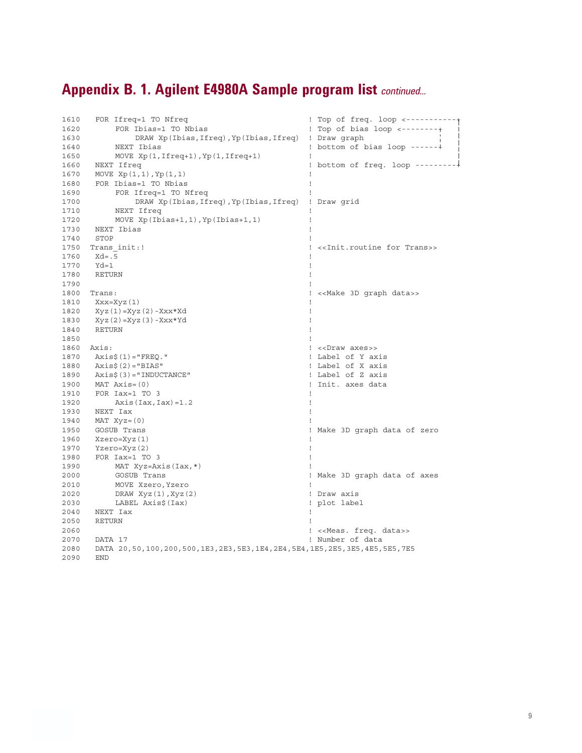# Appendix B. 1. Agilent E4980A Sample program list *continued...*

```
1610   FOR Ifreq=1 TO Nfreq                          ! Top of freq. loop <-----------+
1620       FOR Ibias=1 TO Nbias                      ! Top of bias loop <--------+   |
1630           DRAW Xp(Ibias,Ifreq),Yp(Ibias,Ifreq)  ! Draw graph                |   |
1640       NEXT Ibias                                ! bottom of bias loop ------+   |
1650       MOVE Xp(1,Ifreq+1),Yp(1,Ifreq+1)          !                               |
1660   NEXT Ifreq                                    ! bottom of freq. loop ---------+
1670   MOVE Xp(1,1),Yp(1,1)                          !
1680   FOR Ibias=1 TO Nbias                          !
1690       FOR Ifreq=1 TO Nfreq                      !
1700           DRAW Xp(Ibias,Ifreq),Yp(Ibias,Ifreq)  ! Draw grid
1710       NEXT Ifreq                                !
1720       MOVE Xp(Ibias+1,1),Yp(Ibias+1,1)          !
1730   NEXT Ibias                                    !
1740   STOP                                          !
1750  Trans_init:!                                   ! <<Init.routine for Trans>>
1760   Xd=.5                                         !
1770   Yd=1                                          !
1780   RETURN                                        !
1790                                                 !
1800  Trans:                                         ! <<Make 3D graph data>>
1810   Xxx=Xyz(1)                                    !
1820   Xyz(1)=Xyz(2)-Xxx*Xd                          !
1830   Xyz(2)=Xyz(3)-Xxx*Yd                          !
1840   RETURN                                        !
1850                                                 !
1860  Axis:                                          ! <<Draw axes>>
1870   Axis$(1)="FREQ."                              ! Label of Y axis
1880   Axis$(2)="BIAS"                               ! Label of X axis
1890   Axis$(3)="INDUCTANCE"                         ! Label of Z axis
1900   MAT Axis=(0)                                  ! Init. axes data
1910   FOR Iax=1 TO 3                                !
1920       Axis(Iax,Iax)=1.2                         !
1930   NEXT Iax                                      !
1940   MAT Xyz=(0)                                   !
1950   GOSUB Trans                                   ! Make 3D graph data of zero
1960   Xzero=Xyz(1)                                  !
1970   Yzero=Xyz(2)                                  !
1980   FOR Iax=1 TO 3                                !
1990       MAT Xyz=Axis(Iax,*)                       !
2000       GOSUB Trans                               ! Make 3D graph data of axes
2010       MOVE Xzero,Yzero                          !
2020       DRAW Xyz(1),Xyz(2)                        ! Draw axis
2030       LABEL Axis$(Iax)                          ! plot label
2040   NEXT Iax                                      !
2050   RETURN                                        !
2060                                                 ! <<Meas. freq. data>>
2070   DATA 17                                       ! Number of data
2080   DATA 20,50,100,200,500,1E3,2E3,5E3,1E4,2E4,5E4,1E5,2E5,3E5,4E5,5E5,7E5
2090   END
```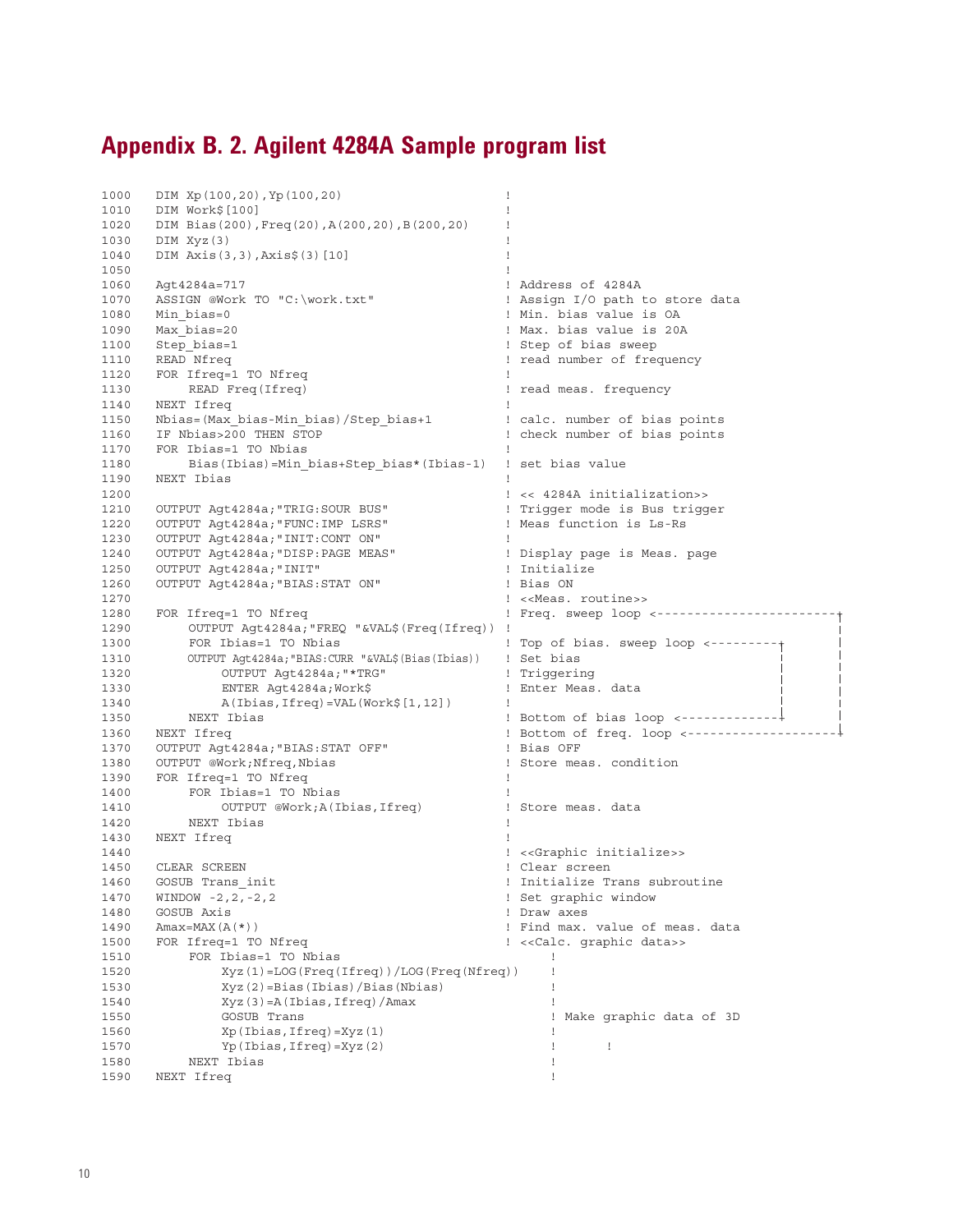# Appendix B. 2. Agilent 4284A Sample program list

```
1000    DIM Xp(100,20),Yp(100,20)                    !
1010    DIM Work$[100]                               !
1020    DIM Bias(200),Freq(20),A(200,20),B(200,20)   !
1030    DIM Xyz(3)                                   !
1040    DIM Axis(3,3),Axis$(3)[10]                   !
1050                                                 !
1060    Agt4284a=717                                 ! Address of 4284A
1070    ASSIGN @Work TO "C:\work.txt"                ! Assign I/O path to store data
1080    Min_bias=0                                   ! Min. bias value is 0A
1090    Max_bias=20                                  ! Max. bias value is 20A
1100    Step_bias=1                                  ! Step of bias sweep
1110    READ Nfreq                                   ! read number of frequency
1120    FOR Ifreq=1 TO Nfreq                         !
1130        READ Freq(Ifreq)                         ! read meas. frequency
1140    NEXT Ifreq                                   !
1150    Nbias=(Max_bias-Min_bias)/Step_bias+1        ! calc. number of bias points
1160    IF Nbias>200 THEN STOP                       ! check number of bias points
1170    FOR Ibias=1 TO Nbias                         !
1180        Bias(Ibias)=Min_bias+Step_bias*(Ibias-1) ! set bias value
1190    NEXT Ibias                                   !
1200                                                 ! << 4284A initialization>>
1210    OUTPUT Agt4284a;"TRIG:SOUR BUS"              ! Trigger mode is Bus trigger
1220    OUTPUT Agt4284a;"FUNC:IMP LSRS"              ! Meas function is Ls-Rs
1230    OUTPUT Agt4284a;"INIT:CONT ON"               !
1240    OUTPUT Agt4284a;"DISP:PAGE MEAS"             ! Display page is Meas. page
1250    OUTPUT Agt4284a;"INIT"                       ! Initialize
1260    OUTPUT Agt4284a;"BIAS:STAT ON"               ! Bias ON
1270                                                 ! <<Meas. routine>>
1280    FOR Ifreq=1 TO Nfreq                         ! Freq. sweep loop <------------------------+
1290        OUTPUT Agt4284a;"FREQ "&VAL$(Freq(Ifreq)) !                                          |
1300        FOR Ibias=1 TO Nbias                     ! Top of bias. sweep loop <---------+       |
1310        OUTPUT Agt4284a;"BIAS:CURR "&VAL$(Bias(Ibias))  ! Set bias                   |       |
1320            OUTPUT Agt4284a;"*TRG"               ! Triggering                        |       |
1330            ENTER Agt4284a;Work$                 ! Enter Meas. data                  |       |
1340            A(Ibias,Ifreq)=VAL(Work$[1,12])      !                                   |       |
1350        NEXT Ibias                               ! Bottom of bias loop <-------------+       |
1360    NEXT Ifreq                                   ! Bottom of freq. loop <--------------------+
1370    OUTPUT Agt4284a;"BIAS:STAT OFF"              ! Bias OFF
1380    OUTPUT @Work;Nfreq,Nbias                     ! Store meas. condition
1390    FOR Ifreq=1 TO Nfreq                         !
1400        FOR Ibias=1 TO Nbias                     !
1410            OUTPUT @Work;A(Ibias,Ifreq)          ! Store meas. data
1420        NEXT Ibias                               !
1430    NEXT Ifreq                                   !
1440                                                 ! <<Graphic initialize>>
1450    CLEAR SCREEN                                 ! Clear screen
1460    GOSUB Trans_init                             ! Initialize Trans subroutine
1470    WINDOW -2,2,-2,2                             ! Set graphic window
1480    GOSUB Axis                                   ! Draw axes
1490    Amax=MAX(A(*))                               ! Find max. value of meas. data
1500    FOR Ifreq=1 TO Nfreq                         ! <<Calc. graphic data>>
1510        FOR Ibias=1 TO Nbias                         !
1520            Xyz(1)=LOG(Freq(Ifreq))/LOG(Freq(Nfreq))     !
1530            Xyz(2)=Bias(Ibias)/Bias(Nbias)               !
1540            Xyz(3)=A(Ibias,Ifreq)/Amax                   !
1550            GOSUB Trans                                  ! Make graphic data of 3D
1560            Xp(Ibias,Ifreq)=Xyz(1)                       !
1570            Yp(Ibias,Ifreq)=Xyz(2)                       !      !
1580        NEXT Ibias                                   !
1590    NEXT Ifreq                                       !
```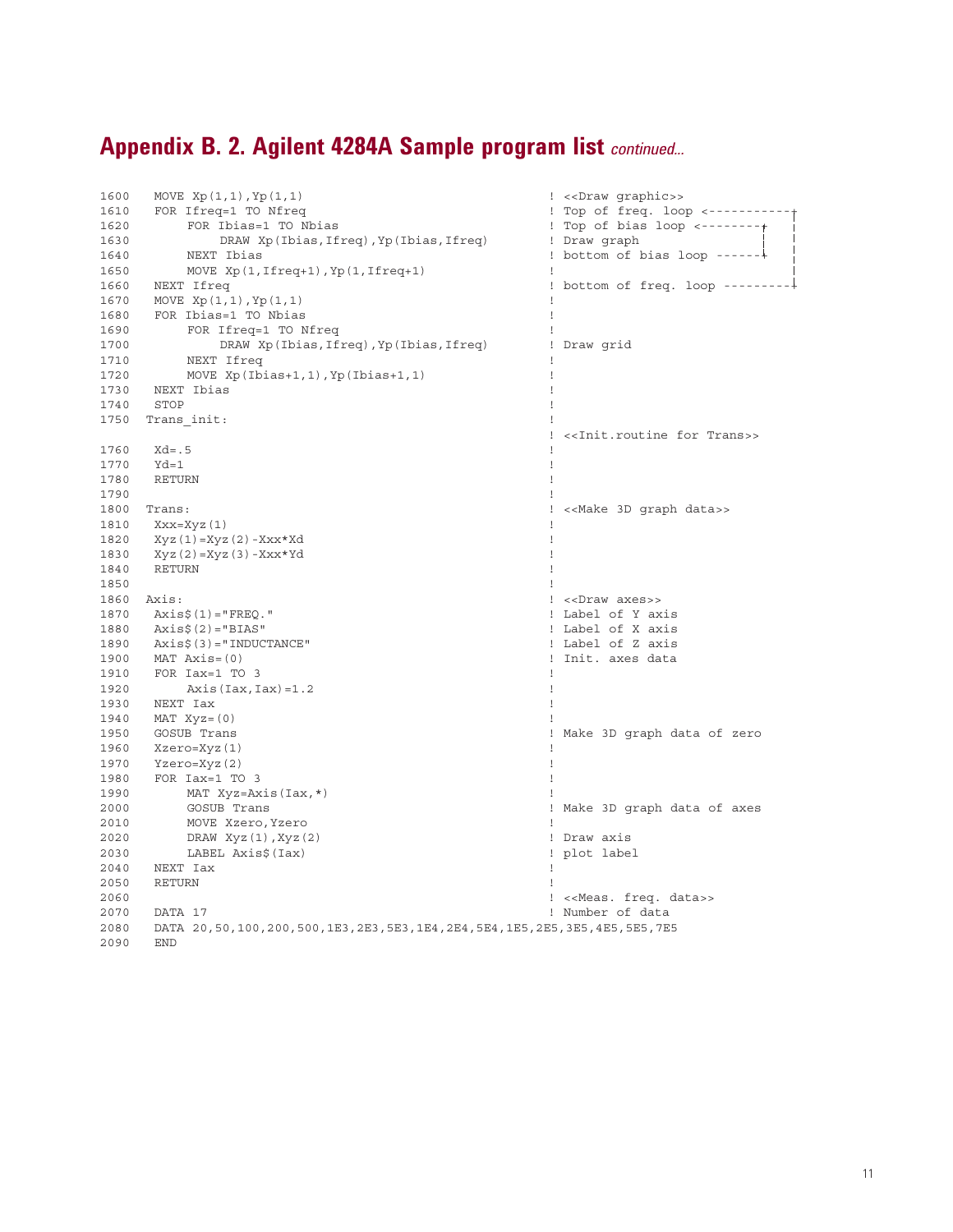## Appendix B. 2. Agilent 4284A Sample program list *continued...*

```
1600   MOVE Xp(1,1),Yp(1,1)                              ! <<Draw graphic>>
1610   FOR Ifreq=1 TO Nfreq                              ! Top of freq. loop <-----------+
1620       FOR Ibias=1 TO Nbias                          ! Top of bias loop <--------+   |
1630           DRAW Xp(Ibias,Ifreq),Yp(Ibias,Ifreq)      ! Draw graph                |   |
1640       NEXT Ibias                                    ! bottom of bias loop ------+   |
1650       MOVE Xp(1,Ifreq+1),Yp(1,Ifreq+1)              !                               |
1660   NEXT Ifreq                                        ! bottom of freq. loop ---------+
1670   MOVE Xp(1,1),Yp(1,1)                              !
1680   FOR Ibias=1 TO Nbias                              !
1690       FOR Ifreq=1 TO Nfreq                          !
1700           DRAW Xp(Ibias,Ifreq),Yp(Ibias,Ifreq)      ! Draw grid
1710       NEXT Ifreq                                    !
1720       MOVE Xp(Ibias+1,1),Yp(Ibias+1,1)              !
1730   NEXT Ibias                                        !
1740   STOP                                              !
1750  Trans_init:                                        !
                                                         ! <<Init.routine for Trans>>
1760   Xd=.5                                             !
1770   Yd=1                                              !
1780   RETURN                                            !
1790                                                     !
1800  Trans:                                             ! <<Make 3D graph data>>
1810   Xxx=Xyz(1)                                        !
1820   Xyz(1)=Xyz(2)-Xxx*Xd                              !
1830   Xyz(2)=Xyz(3)-Xxx*Yd                              !
1840   RETURN                                            !
1850                                                     !
1860  Axis:                                              ! <<Draw axes>>
1870   Axis$(1)="FREQ."                                  ! Label of Y axis
1880   Axis$(2)="BIAS"                                   ! Label of X axis
1890   Axis$(3)="INDUCTANCE"                             ! Label of Z axis
1900   MAT Axis=(0)                                      ! Init. axes data
1910   FOR Iax=1 TO 3                                    !
1920       Axis(Iax,Iax)=1.2                             !
1930   NEXT Iax                                          !
1940   MAT Xyz=(0)                                       !
1950   GOSUB Trans                                       ! Make 3D graph data of zero
1960   Xzero=Xyz(1)                                      !
1970   Yzero=Xyz(2)                                      !
1980   FOR Iax=1 TO 3                                    !
1990       MAT Xyz=Axis(Iax,*)                           !
2000       GOSUB Trans                                   ! Make 3D graph data of axes
2010       MOVE Xzero,Yzero                              !
2020       DRAW Xyz(1),Xyz(2)                            ! Draw axis
2030       LABEL Axis$(Iax)                              ! plot label
2040   NEXT Iax                                          !
2050   RETURN                                            !
2060                                                     ! <<Meas. freq. data>>
2070   DATA 17                                           ! Number of data
2080   DATA 20,50,100,200,500,1E3,2E3,5E3,1E4,2E4,5E4,1E5,2E5,3E5,4E5,5E5,7E5
2090   END
```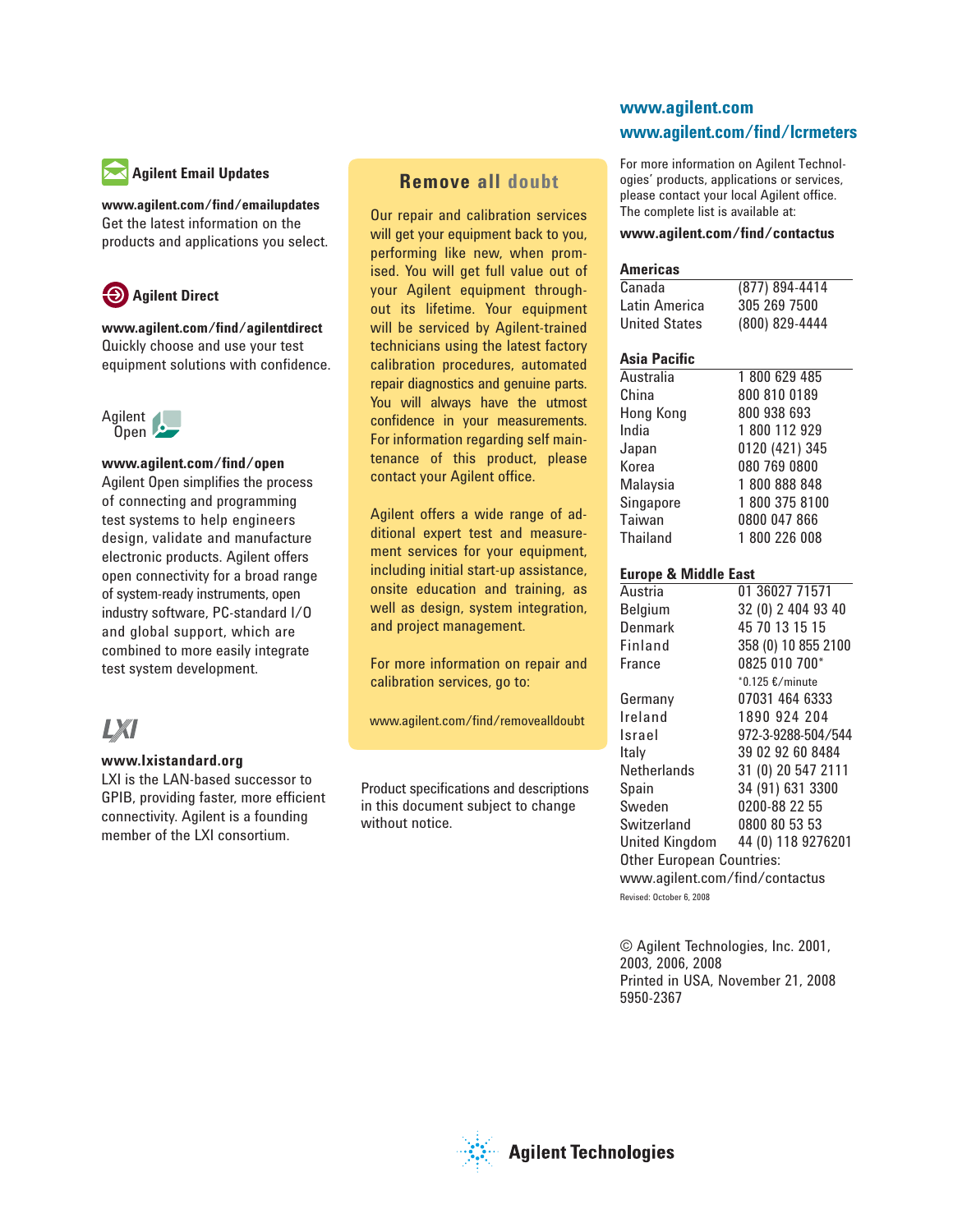### Agilent Email Updates

**www.agilent.com/find/emailupdates**
Get the latest information on the products and applications you select.

### Agilent Direct

**www.agilent.com/find/agilentdirect**
Quickly choose and use your test equipment solutions with confidence.

Agilent Open

**www.agilent.com/find/open**
Agilent Open simplifies the process of connecting and programming test systems to help engineers design, validate and manufacture electronic products. Agilent offers open connectivity for a broad range of system-ready instruments, open industry software, PC-standard I/O and global support, which are combined to more easily integrate test system development.

LXI

**www.lxistandard.org**
LXI is the LAN-based successor to GPIB, providing faster, more efficient connectivity. Agilent is a founding member of the LXI consortium.

## Remove all doubt

Our repair and calibration services will get your equipment back to you, performing like new, when promised. You will get full value out of your Agilent equipment throughout its lifetime. Your equipment will be serviced by Agilent-trained technicians using the latest factory calibration procedures, automated repair diagnostics and genuine parts. You will always have the utmost confidence in your measurements. For information regarding self maintenance of this product, please contact your Agilent office.

Agilent offers a wide range of additional expert test and measurement services for your equipment, including initial start-up assistance, onsite education and training, as well as design, system integration, and project management.

For more information on repair and calibration services, go to:

www.agilent.com/find/removealldoubt

Product specifications and descriptions in this document subject to change without notice.

**www.agilent.com**
**www.agilent.com/find/lcrmeters**

For more information on Agilent Technologies' products, applications or services, please contact your local Agilent office. The complete list is available at:

**www.agilent.com/find/contactus**

**Americas**

| | |
|---|---|
| Canada | (877) 894-4414 |
| Latin America | 305 269 7500 |
| United States | (800) 829-4444 |

**Asia Pacific**

| | |
|---|---|
| Australia | 1 800 629 485 |
| China | 800 810 0189 |
| Hong Kong | 800 938 693 |
| India | 1 800 112 929 |
| Japan | 0120 (421) 345 |
| Korea | 080 769 0800 |
| Malaysia | 1 800 888 848 |
| Singapore | 1 800 375 8100 |
| Taiwan | 0800 047 866 |
| Thailand | 1 800 226 008 |

**Europe & Middle East**

| | |
|---|---|
| Austria | 01 36027 71571 |
| Belgium | 32 (0) 2 404 93 40 |
| Denmark | 45 70 13 15 15 |
| Finland | 358 (0) 10 855 2100 |
| France | 0825 010 700* *0.125 €/minute |
| Germany | 07031 464 6333 |
| Ireland | 1890 924 204 |
| Israel | 972-3-9288-504/544 |
| Italy | 39 02 92 60 8484 |
| Netherlands | 31 (0) 20 547 2111 |
| Spain | 34 (91) 631 3300 |
| Sweden | 0200-88 22 55 |
| Switzerland | 0800 80 53 53 |
| United Kingdom | 44 (0) 118 9276201 |

Other European Countries:
www.agilent.com/find/contactus

Revised: October 6, 2008

© Agilent Technologies, Inc. 2001, 2003, 2006, 2008
Printed in USA, November 21, 2008
5950-2367

Agilent Technologies